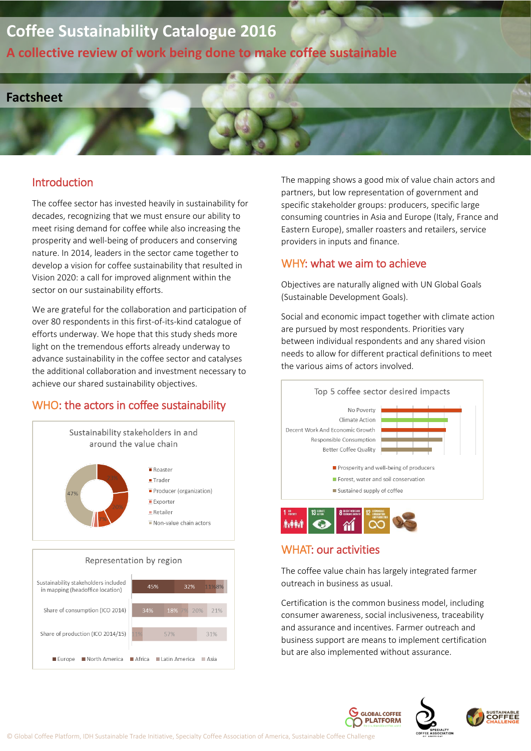# Coffee Sustainability Catalogue 2016

## A collective review of work being done to make coffee sustainable

## Factsheet

### Introduction

The coffee sector has invested heavily in sustainability for decades, recognizing that we must ensure our ability to meet rising demand for coffee while also increasing the prosperity and well-being of producers and conserving nature. In 2014, leaders in the sector came together to develop a vision for coffee sustainability that resulted in Vision 2020: a call for improved alignment within the sector on our sustainability efforts.

We are grateful for the collaboration and participation of over 80 respondents in this first-of-its-kind catalogue of efforts underway. We hope that this study sheds more light on the tremendous efforts already underway to advance sustainability in the coffee sector and catalyses the additional collaboration and investment necessary to achieve our shared sustainability objectives.

### WHO: the actors in coffee sustainability

**Sustainability stakeholders in and around the value chain**

- Roaster: 22%
- Trader
- Producer (organization): 20%
- Exporter: 7%
- Retailer
- Non-value chain actors: 47%

**Representation by region**

| | Europe | North America | Africa | Latin America | Asia |
|---|---|---|---|---|---|
| Sustainability stakeholders included in mapping (headoffice location) | 45% | 32% | | 11% | 8% |
| Share of consumption (ICO 2014) | 34% | 18% | 7% | 20% | 21% |
| Share of production (ICO 2014/15) | | | 11% | 57% | 31% |

The mapping shows a good mix of value chain actors and partners, but low representation of government and specific stakeholder groups: producers, specific large consuming countries in Asia and Europe (Italy, France and Eastern Europe), smaller roasters and retailers, service providers in inputs and finance.

### WHY: what we aim to achieve

Objectives are naturally aligned with UN Global Goals (Sustainable Development Goals).

Social and economic impact together with climate action are pursued by most respondents. Priorities vary between individual respondents and any shared vision needs to allow for different practical definitions to meet the various aims of actors involved.

**Top 5 coffee sector desired impacts**

- No Poverty
- Climate Action
- Decent Work And Economic Growth
- Responsible Consumption
- Better Coffee Quality

Legend: Prosperity and well-being of producers; Forest, water and soil conservation; Sustained supply of coffee

### WHAT: our activities

The coffee value chain has largely integrated farmer outreach in business as usual.

Certification is the common business model, including consumer awareness, social inclusiveness, traceability and assurance and incentives. Farmer outreach and business support are means to implement certification but are also implemented without assurance.

© Global Coffee Platform, IDH Sustainable Trade Initiative, Specialty Coffee Association of America, Sustainable Coffee Challenge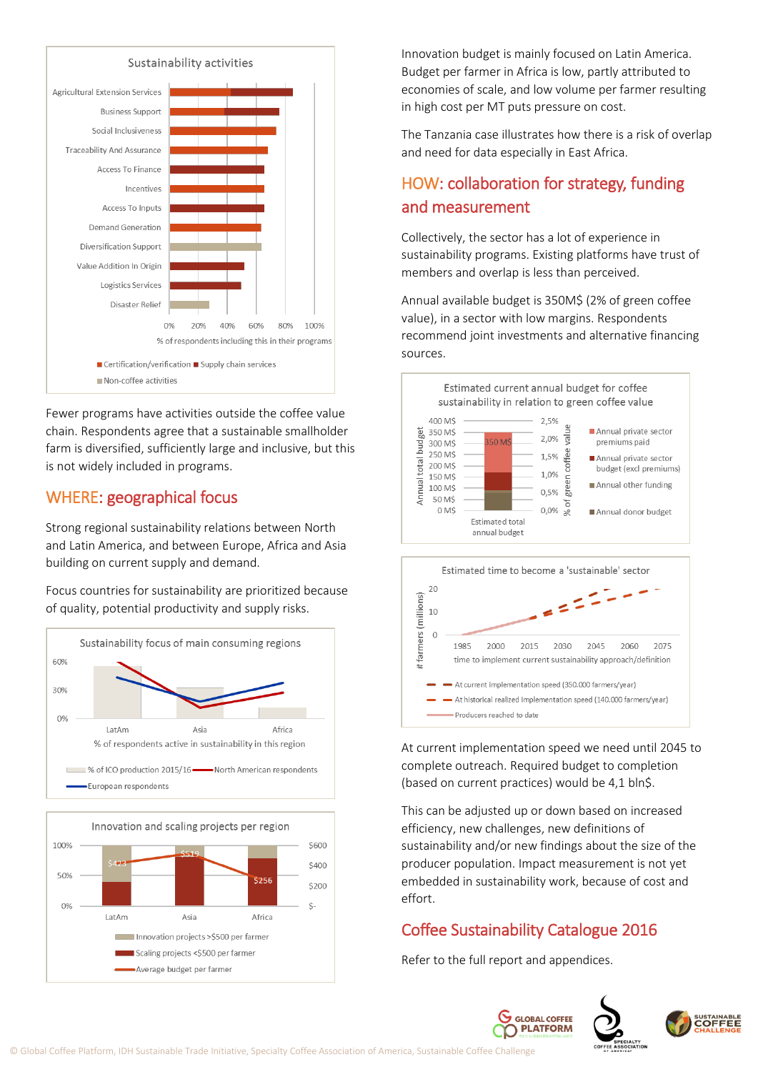Sustainability activities

Agricultural Extension Services
Business Support
Social Inclusiveness
Traceability And Assurance
Access To Finance
Incentives
Access To Inputs
Demand Generation
Diversification Support
Value Addition In Origin
Logistics Services
Disaster Relief

0% 20% 40% 60% 80% 100%

% of respondents including this in their programs

Certification/verification
Supply chain services
Non-coffee activities

Fewer programs have activities outside the coffee value chain. Respondents agree that a sustainable smallholder farm is diversified, sufficiently large and inclusive, but this is not widely included in programs.

## WHERE: geographical focus

Strong regional sustainability relations between North and Latin America, and between Europe, Africa and Asia building on current supply and demand.

Focus countries for sustainability are prioritized because of quality, potential productivity and supply risks.

Sustainability focus of main consuming regions

60%
30%
0%

LatAm
Asia
Africa

% of respondents active in sustainability in this region

% of ICO production 2015/16
North American respondents
European respondents

Innovation and scaling projects per region

100%
50%
0%

$600
$400
$200
$-

$423
$519
$256

LatAm
Asia
Africa

Innovation projects >$500 per farmer
Scaling projects <$500 per farmer
Average budget per farmer

Innovation budget is mainly focused on Latin America. Budget per farmer in Africa is low, partly attributed to economies of scale, and low volume per farmer resulting in high cost per MT puts pressure on cost.

The Tanzania case illustrates how there is a risk of overlap and need for data especially in East Africa.

## HOW: collaboration for strategy, funding and measurement

Collectively, the sector has a lot of experience in sustainability programs. Existing platforms have trust of members and overlap is less than perceived.

Annual available budget is 350M$ (2% of green coffee value), in a sector with low margins. Respondents recommend joint investments and alternative financing sources.

Estimated current annual budget for coffee sustainability in relation to green coffee value

Annual total budget

400 M$
350 M$
300 M$
250 M$
200 M$
150 M$
100 M$
50 M$
0 M$

350 M$

Estimated total annual budget

% of green coffee value

2,5%
2,0%
1,5%
1,0%
0,5%
0,0%

Annual private sector premiums paid
Annual private sector budget (excl premiums)
Annual other funding
Annual donor budget

Estimated time to become a 'sustainable' sector

# farmers (millions)

20
10
0

1985 2000 2015 2030 2045 2060 2075

time to implement current sustainability approach/definition

At current implementation speed (350.000 farmers/year)
At historical realized implementation speed (140.000 farmers/year)
Producers reached to date

At current implementation speed we need until 2045 to complete outreach. Required budget to completion (based on current practices) would be 4,1 bln$.

This can be adjusted up or down based on increased efficiency, new challenges, new definitions of sustainability and/or new findings about the size of the producer population. Impact measurement is not yet embedded in sustainability work, because of cost and effort.

## Coffee Sustainability Catalogue 2016

Refer to the full report and appendices.

GLOBAL COFFEE PLATFORM
SPECIALTY COFFEE ASSOCIATION OF AMERICA
SUSTAINABLE COFFEE CHALLENGE

© Global Coffee Platform, IDH Sustainable Trade Initiative, Specialty Coffee Association of America, Sustainable Coffee Challenge